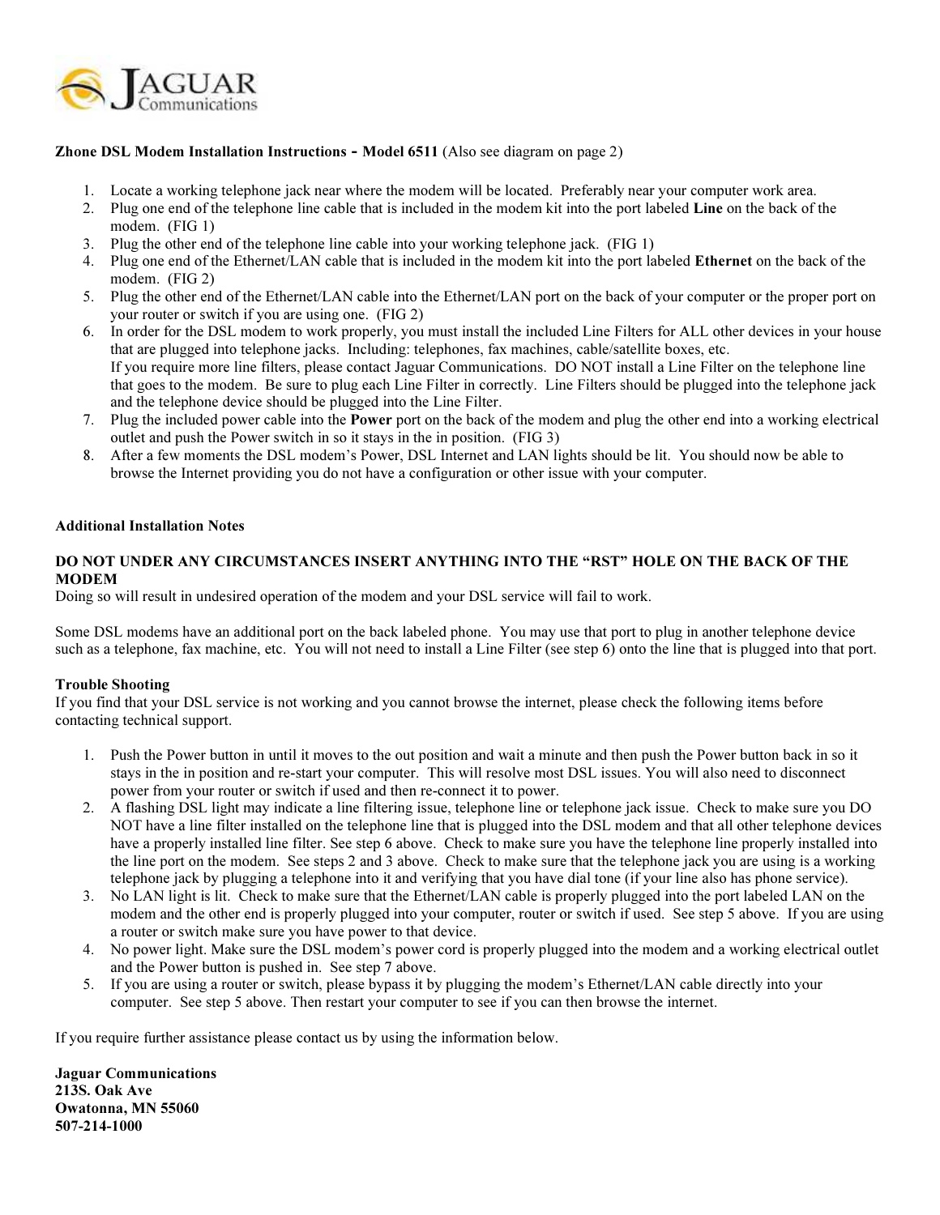**Zhone DSL Modem Installation Instructions - Model 6511** (Also see diagram on page 2)

1. Locate a working telephone jack near where the modem will be located. Preferably near your computer work area.
2. Plug one end of the telephone line cable that is included in the modem kit into the port labeled **Line** on the back of the modem. (FIG 1)
3. Plug the other end of the telephone line cable into your working telephone jack. (FIG 1)
4. Plug one end of the Ethernet/LAN cable that is included in the modem kit into the port labeled **Ethernet** on the back of the modem. (FIG 2)
5. Plug the other end of the Ethernet/LAN cable into the Ethernet/LAN port on the back of your computer or the proper port on your router or switch if you are using one. (FIG 2)
6. In order for the DSL modem to work properly, you must install the included Line Filters for ALL other devices in your house that are plugged into telephone jacks. Including: telephones, fax machines, cable/satellite boxes, etc.
   If you require more line filters, please contact Jaguar Communications. DO NOT install a Line Filter on the telephone line that goes to the modem. Be sure to plug each Line Filter in correctly. Line Filters should be plugged into the telephone jack and the telephone device should be plugged into the Line Filter.
7. Plug the included power cable into the **Power** port on the back of the modem and plug the other end into a working electrical outlet and push the Power switch in so it stays in the in position. (FIG 3)
8. After a few moments the DSL modem's Power, DSL Internet and LAN lights should be lit. You should now be able to browse the Internet providing you do not have a configuration or other issue with your computer.

**Additional Installation Notes**

**DO NOT UNDER ANY CIRCUMSTANCES INSERT ANYTHING INTO THE "RST" HOLE ON THE BACK OF THE MODEM**
Doing so will result in undesired operation of the modem and your DSL service will fail to work.

Some DSL modems have an additional port on the back labeled phone. You may use that port to plug in another telephone device such as a telephone, fax machine, etc. You will not need to install a Line Filter (see step 6) onto the line that is plugged into that port.

**Trouble Shooting**
If you find that your DSL service is not working and you cannot browse the internet, please check the following items before contacting technical support.

1. Push the Power button in until it moves to the out position and wait a minute and then push the Power button back in so it stays in the in position and re-start your computer. This will resolve most DSL issues. You will also need to disconnect power from your router or switch if used and then re-connect it to power.
2. A flashing DSL light may indicate a line filtering issue, telephone line or telephone jack issue. Check to make sure you DO NOT have a line filter installed on the telephone line that is plugged into the DSL modem and that all other telephone devices have a properly installed line filter. See step 6 above. Check to make sure you have the telephone line properly installed into the line port on the modem. See steps 2 and 3 above. Check to make sure that the telephone jack you are using is a working telephone jack by plugging a telephone into it and verifying that you have dial tone (if your line also has phone service).
3. No LAN light is lit. Check to make sure that the Ethernet/LAN cable is properly plugged into the port labeled LAN on the modem and the other end is properly plugged into your computer, router or switch if used. See step 5 above. If you are using a router or switch make sure you have power to that device.
4. No power light. Make sure the DSL modem's power cord is properly plugged into the modem and a working electrical outlet and the Power button is pushed in. See step 7 above.
5. If you are using a router or switch, please bypass it by plugging the modem's Ethernet/LAN cable directly into your computer. See step 5 above. Then restart your computer to see if you can then browse the internet.

If you require further assistance please contact us by using the information below.

**Jaguar Communications**
**213S. Oak Ave**
**Owatonna, MN 55060**
**507-214-1000**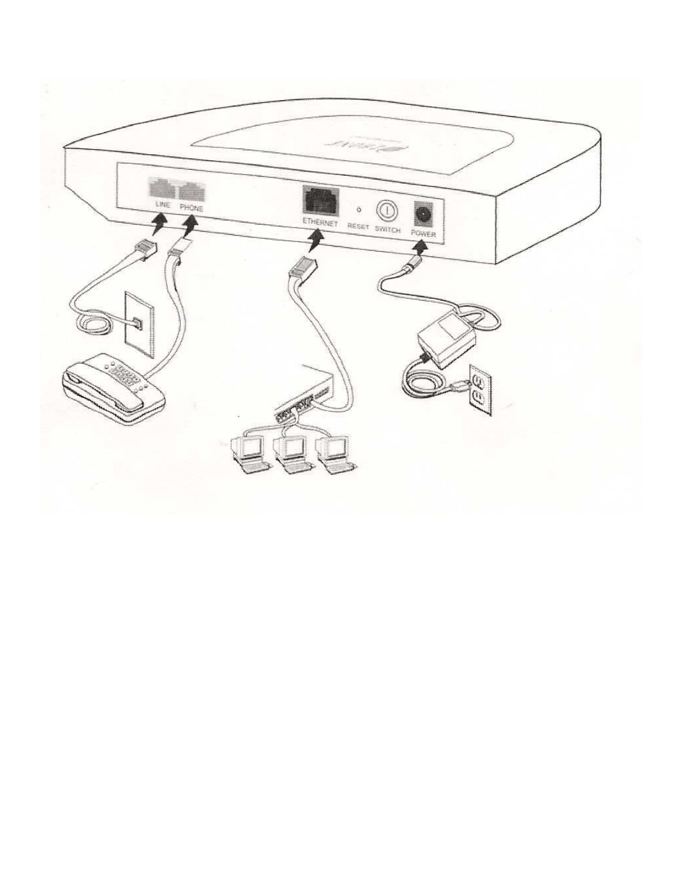LINE PHONE

ETHERNET RESET SWITCH POWER